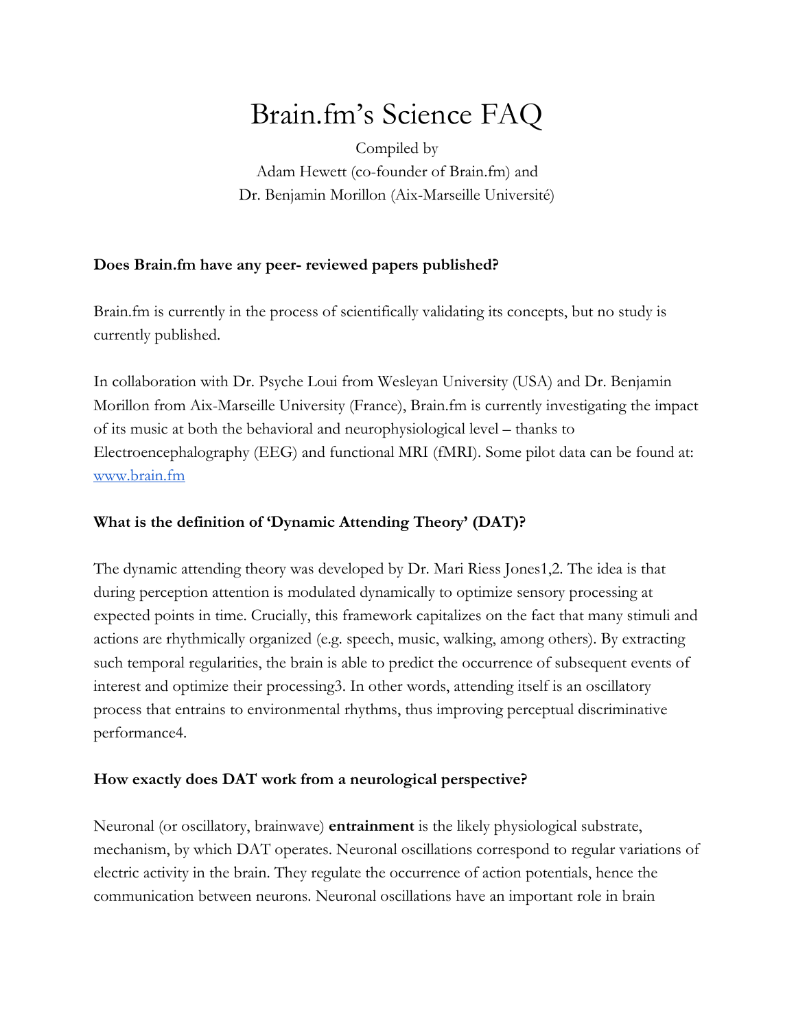# Brain.fm's Science FAQ

Compiled by
Adam Hewett (co-founder of Brain.fm) and
Dr. Benjamin Morillon (Aix-Marseille Université)

**Does Brain.fm have any peer- reviewed papers published?**

Brain.fm is currently in the process of scientifically validating its concepts, but no study is currently published.

In collaboration with Dr. Psyche Loui from Wesleyan University (USA) and Dr. Benjamin Morillon from Aix-Marseille University (France), Brain.fm is currently investigating the impact of its music at both the behavioral and neurophysiological level – thanks to Electroencephalography (EEG) and functional MRI (fMRI). Some pilot data can be found at: [www.brain.fm](www.brain.fm)

**What is the definition of 'Dynamic Attending Theory' (DAT)?**

The dynamic attending theory was developed by Dr. Mari Riess Jones[1,2]. The idea is that during perception attention is modulated dynamically to optimize sensory processing at expected points in time. Crucially, this framework capitalizes on the fact that many stimuli and actions are rhythmically organized (e.g. speech, music, walking, among others). By extracting such temporal regularities, the brain is able to predict the occurrence of subsequent events of interest and optimize their processing[3]. In other words, attending itself is an oscillatory process that entrains to environmental rhythms, thus improving perceptual discriminative performance[4].

**How exactly does DAT work from a neurological perspective?**

Neuronal (or oscillatory, brainwave) **entrainment** is the likely physiological substrate, mechanism, by which DAT operates. Neuronal oscillations correspond to regular variations of electric activity in the brain. They regulate the occurrence of action potentials, hence the communication between neurons. Neuronal oscillations have an important role in brain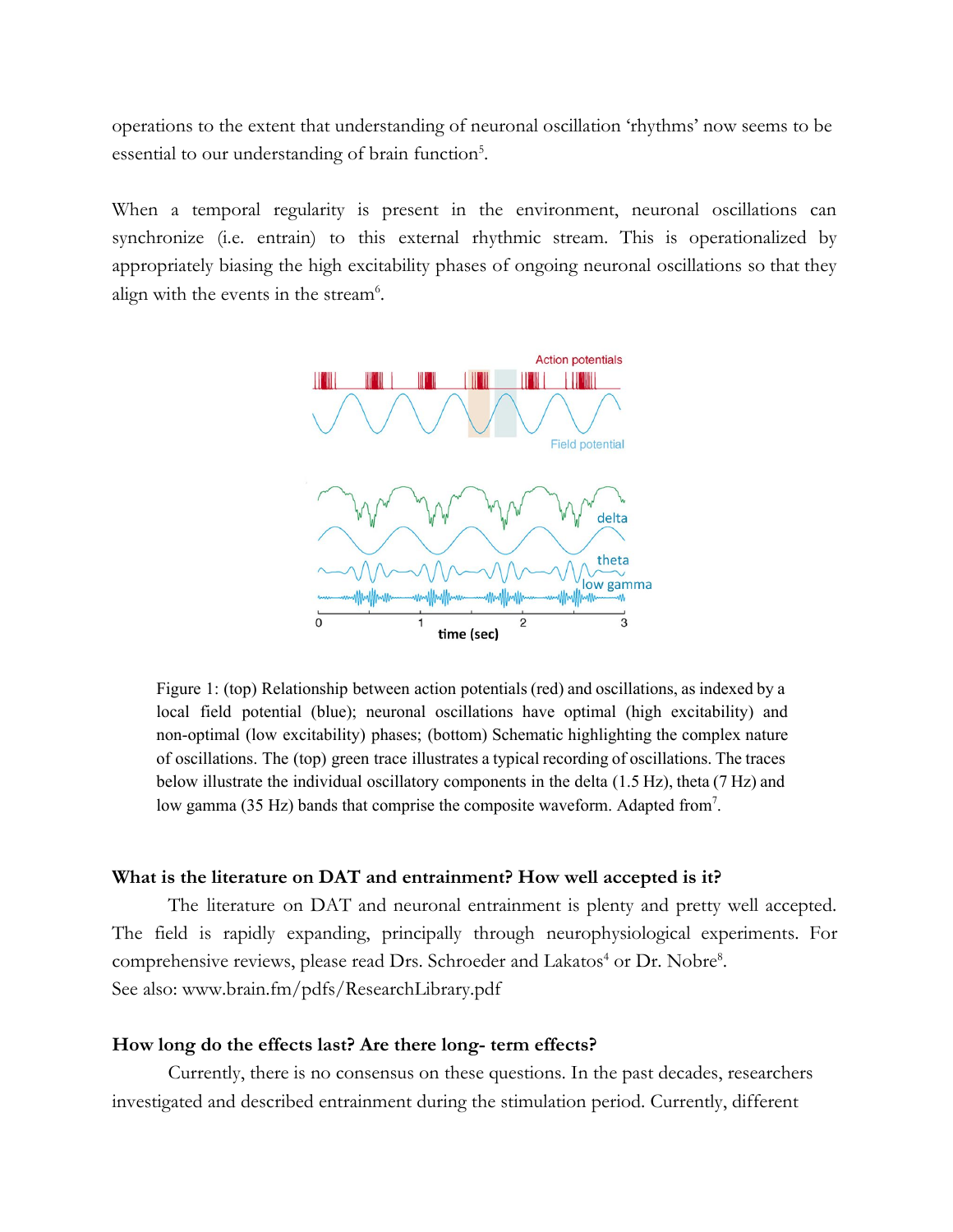operations to the extent that understanding of neuronal oscillation 'rhythms' now seems to be essential to our understanding of brain function[5].

When a temporal regularity is present in the environment, neuronal oscillations can synchronize (i.e. entrain) to this external rhythmic stream. This is operationalized by appropriately biasing the high excitability phases of ongoing neuronal oscillations so that they align with the events in the stream[6].

Figure 1: (top) Relationship between action potentials (red) and oscillations, as indexed by a local field potential (blue); neuronal oscillations have optimal (high excitability) and non-optimal (low excitability) phases; (bottom) Schematic highlighting the complex nature of oscillations. The (top) green trace illustrates a typical recording of oscillations. The traces below illustrate the individual oscillatory components in the delta (1.5 Hz), theta (7 Hz) and low gamma (35 Hz) bands that comprise the composite waveform. Adapted from[7].

### What is the literature on DAT and entrainment? How well accepted is it?

The literature on DAT and neuronal entrainment is plenty and pretty well accepted. The field is rapidly expanding, principally through neurophysiological experiments. For comprehensive reviews, please read Drs. Schroeder and Lakatos[4] or Dr. Nobre[8].
See also: www.brain.fm/pdfs/ResearchLibrary.pdf

### How long do the effects last? Are there long- term effects?

Currently, there is no consensus on these questions. In the past decades, researchers investigated and described entrainment during the stimulation period. Currently, different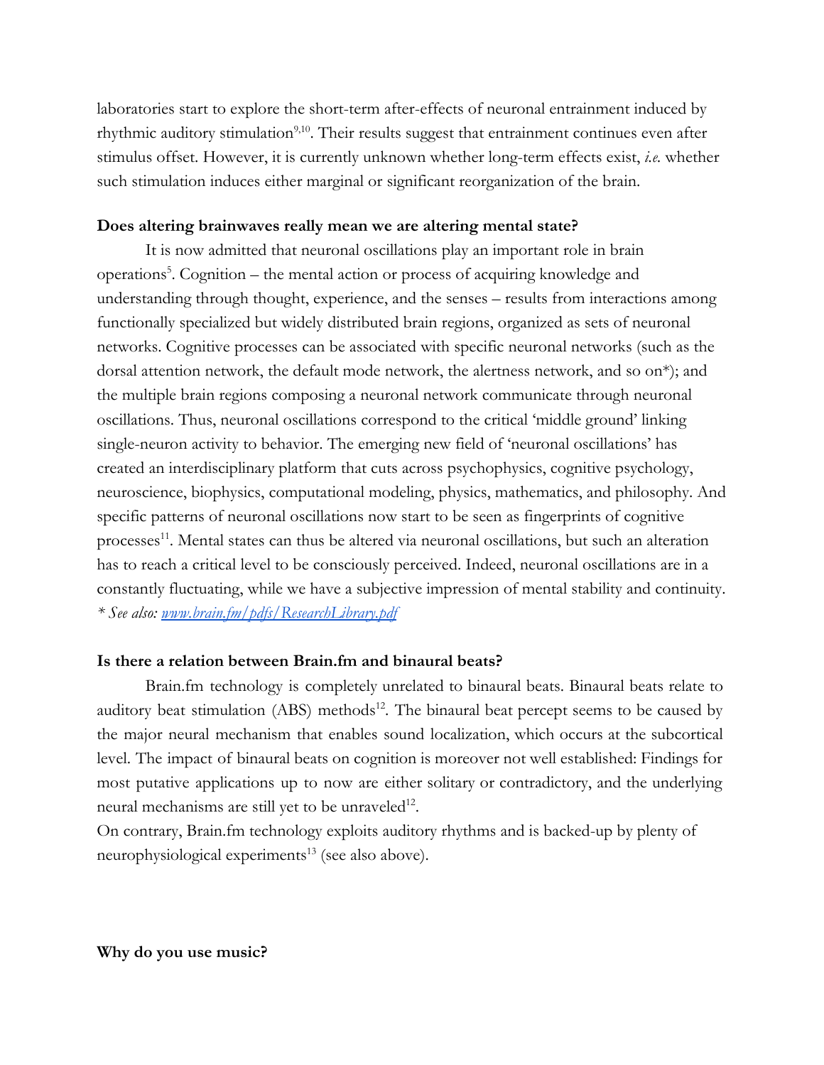laboratories start to explore the short-term after-effects of neuronal entrainment induced by rhythmic auditory stimulation[9,10]. Their results suggest that entrainment continues even after stimulus offset. However, it is currently unknown whether long-term effects exist, *i.e.* whether such stimulation induces either marginal or significant reorganization of the brain.

**Does altering brainwaves really mean we are altering mental state?**

It is now admitted that neuronal oscillations play an important role in brain operations[5]. Cognition – the mental action or process of acquiring knowledge and understanding through thought, experience, and the senses – results from interactions among functionally specialized but widely distributed brain regions, organized as sets of neuronal networks. Cognitive processes can be associated with specific neuronal networks (such as the dorsal attention network, the default mode network, the alertness network, and so on*); and the multiple brain regions composing a neuronal network communicate through neuronal oscillations. Thus, neuronal oscillations correspond to the critical 'middle ground' linking single-neuron activity to behavior. The emerging new field of 'neuronal oscillations' has created an interdisciplinary platform that cuts across psychophysics, cognitive psychology, neuroscience, biophysics, computational modeling, physics, mathematics, and philosophy. And specific patterns of neuronal oscillations now start to be seen as fingerprints of cognitive processes[11]. Mental states can thus be altered via neuronal oscillations, but such an alteration has to reach a critical level to be consciously perceived. Indeed, neuronal oscillations are in a constantly fluctuating, while we have a subjective impression of mental stability and continuity.
*\* See also: [www.brain.fm/pdfs/ResearchLibrary.pdf](www.brain.fm/pdfs/ResearchLibrary.pdf)*

**Is there a relation between Brain.fm and binaural beats?**

Brain.fm technology is completely unrelated to binaural beats. Binaural beats relate to auditory beat stimulation (ABS) methods[12]. The binaural beat percept seems to be caused by the major neural mechanism that enables sound localization, which occurs at the subcortical level. The impact of binaural beats on cognition is moreover not well established: Findings for most putative applications up to now are either solitary or contradictory, and the underlying neural mechanisms are still yet to be unraveled[12].
On contrary, Brain.fm technology exploits auditory rhythms and is backed-up by plenty of neurophysiological experiments[13] (see also above).

**Why do you use music?**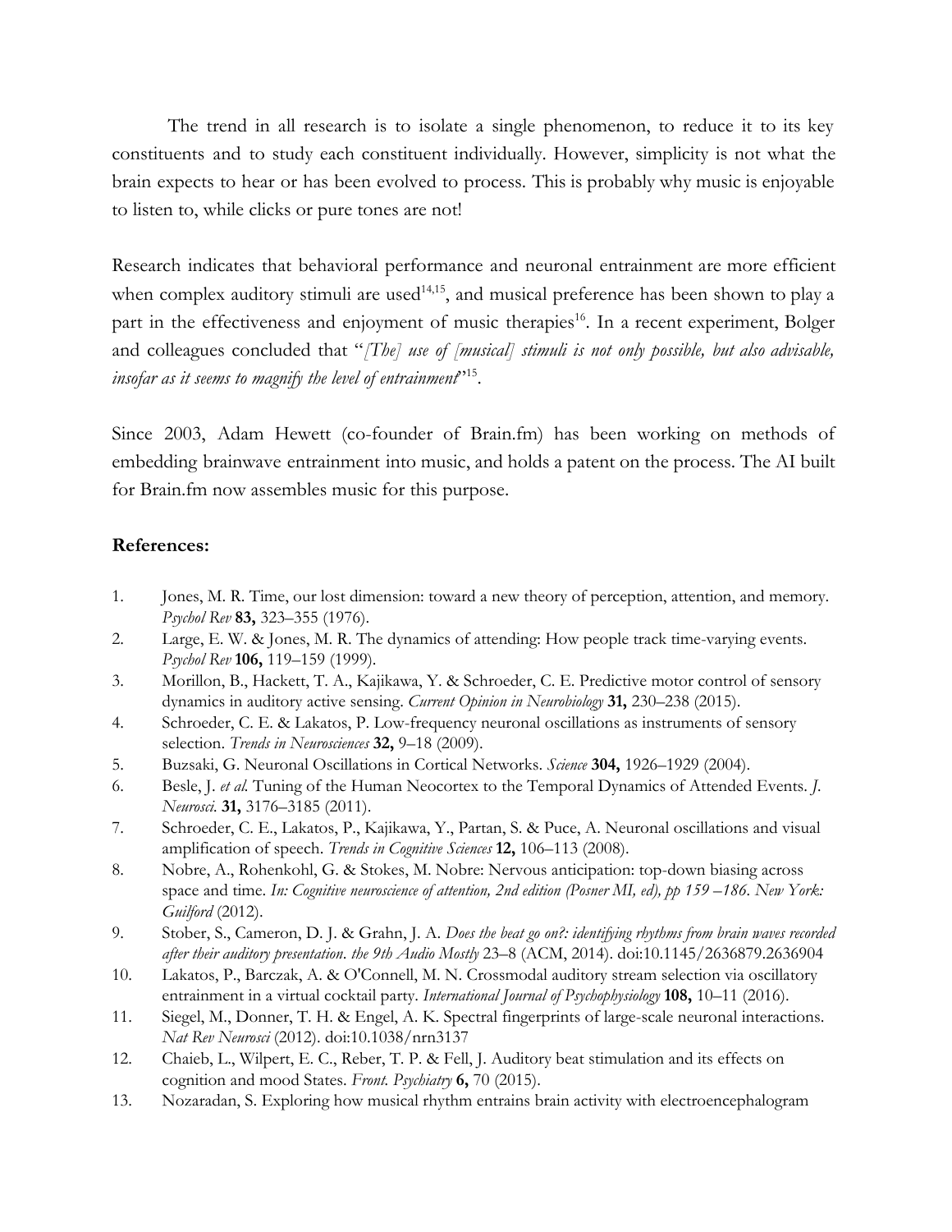The trend in all research is to isolate a single phenomenon, to reduce it to its key constituents and to study each constituent individually. However, simplicity is not what the brain expects to hear or has been evolved to process. This is probably why music is enjoyable to listen to, while clicks or pure tones are not!

Research indicates that behavioral performance and neuronal entrainment are more efficient when complex auditory stimuli are used[14,15], and musical preference has been shown to play a part in the effectiveness and enjoyment of music therapies[16]. In a recent experiment, Bolger and colleagues concluded that "*[The] use of [musical] stimuli is not only possible, but also advisable, insofar as it seems to magnify the level of entrainment*"[15].

Since 2003, Adam Hewett (co-founder of Brain.fm) has been working on methods of embedding brainwave entrainment into music, and holds a patent on the process. The AI built for Brain.fm now assembles music for this purpose.

**References:**

1. Jones, M. R. Time, our lost dimension: toward a new theory of perception, attention, and memory. *Psychol Rev* **83,** 323–355 (1976).
2. Large, E. W. & Jones, M. R. The dynamics of attending: How people track time-varying events. *Psychol Rev* **106,** 119–159 (1999).
3. Morillon, B., Hackett, T. A., Kajikawa, Y. & Schroeder, C. E. Predictive motor control of sensory dynamics in auditory active sensing. *Current Opinion in Neurobiology* **31,** 230–238 (2015).
4. Schroeder, C. E. & Lakatos, P. Low-frequency neuronal oscillations as instruments of sensory selection. *Trends in Neurosciences* **32,** 9–18 (2009).
5. Buzsaki, G. Neuronal Oscillations in Cortical Networks. *Science* **304,** 1926–1929 (2004).
6. Besle, J. *et al.* Tuning of the Human Neocortex to the Temporal Dynamics of Attended Events. *J. Neurosci.* **31,** 3176–3185 (2011).
7. Schroeder, C. E., Lakatos, P., Kajikawa, Y., Partan, S. & Puce, A. Neuronal oscillations and visual amplification of speech. *Trends in Cognitive Sciences* **12,** 106–113 (2008).
8. Nobre, A., Rohenkohl, G. & Stokes, M. Nobre: Nervous anticipation: top-down biasing across space and time. *In: Cognitive neuroscience of attention, 2nd edition (Posner MI, ed), pp 159 –186. New York: Guilford* (2012).
9. Stober, S., Cameron, D. J. & Grahn, J. A. *Does the beat go on?: identifying rhythms from brain waves recorded after their auditory presentation. the 9th Audio Mostly* 23–8 (ACM, 2014). doi:10.1145/2636879.2636904
10. Lakatos, P., Barczak, A. & O'Connell, M. N. Crossmodal auditory stream selection via oscillatory entrainment in a virtual cocktail party. *International Journal of Psychophysiology* **108,** 10–11 (2016).
11. Siegel, M., Donner, T. H. & Engel, A. K. Spectral fingerprints of large-scale neuronal interactions. *Nat Rev Neurosci* (2012). doi:10.1038/nrn3137
12. Chaieb, L., Wilpert, E. C., Reber, T. P. & Fell, J. Auditory beat stimulation and its effects on cognition and mood States. *Front. Psychiatry* **6,** 70 (2015).
13. Nozaradan, S. Exploring how musical rhythm entrains brain activity with electroencephalogram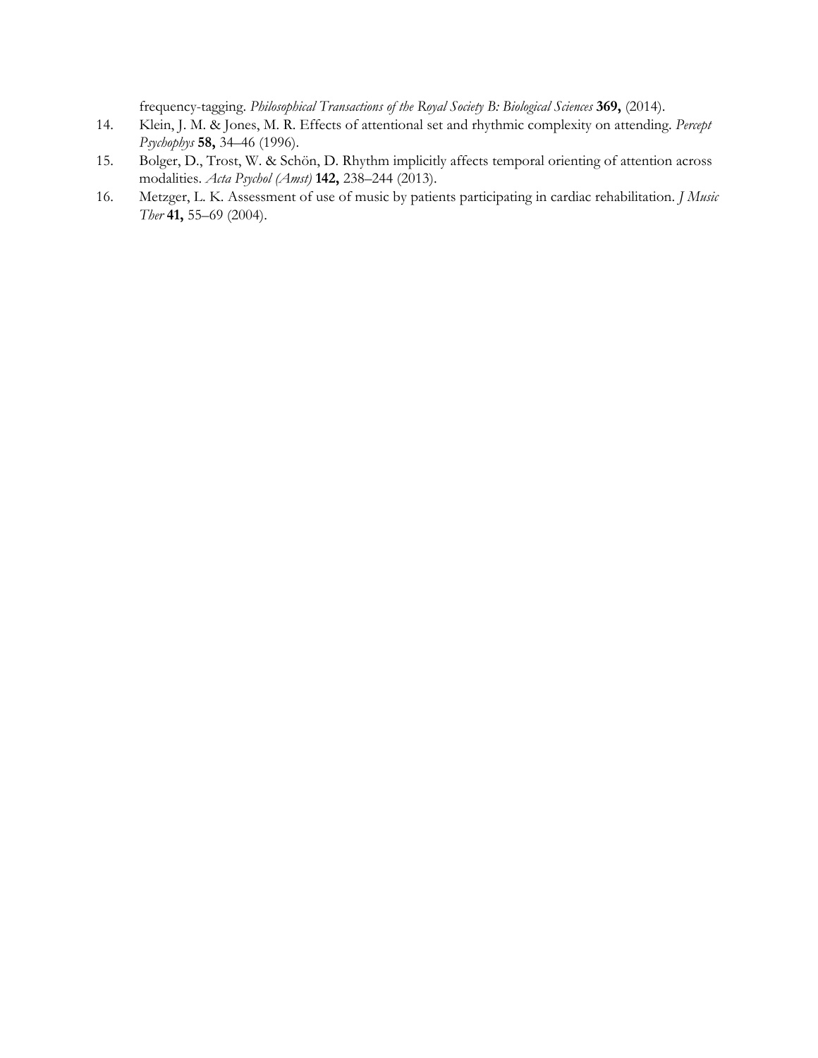frequency-tagging. *Philosophical Transactions of the Royal Society B: Biological Sciences* **369,** (2014).

14. Klein, J. M. & Jones, M. R. Effects of attentional set and rhythmic complexity on attending. *Percept Psychophys* **58,** 34–46 (1996).
15. Bolger, D., Trost, W. & Schön, D. Rhythm implicitly affects temporal orienting of attention across modalities. *Acta Psychol (Amst)* **142,** 238–244 (2013).
16. Metzger, L. K. Assessment of use of music by patients participating in cardiac rehabilitation. *J Music Ther* **41,** 55–69 (2004).